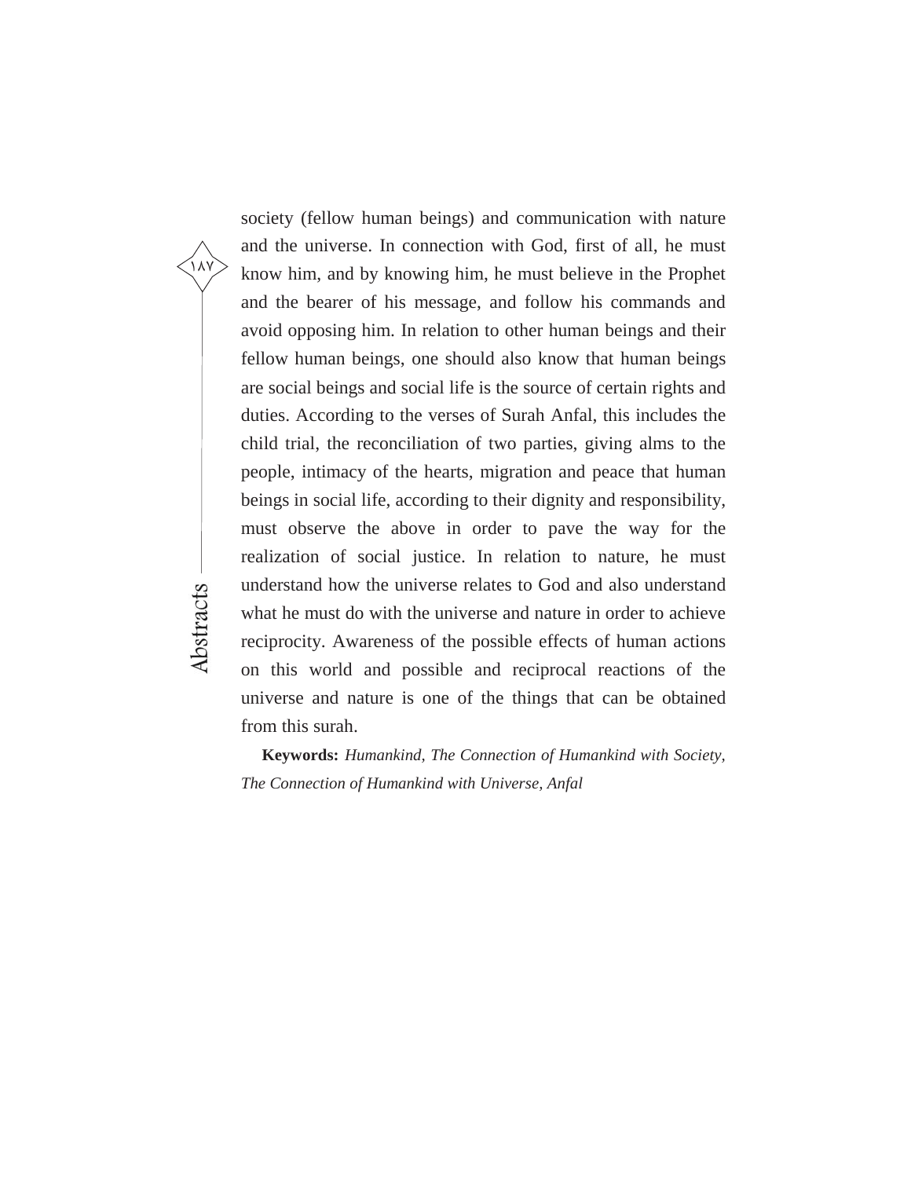society (fellow human beings) and communication with nature and the universe. In connection with God, first of all, he must know him, and by knowing him, he must believe in the Prophet and the bearer of his message, and follow his commands and avoid opposing him. In relation to other human beings and their fellow human beings, one should also know that human beings are social beings and social life is the source of certain rights and duties. According to the verses of Surah Anfal, this includes the child trial, the reconciliation of two parties, giving alms to the people, intimacy of the hearts, migration and peace that human beings in social life, according to their dignity and responsibility, must observe the above in order to pave the way for the realization of social justice. In relation to nature, he must understand how the universe relates to God and also understand what he must do with the universe and nature in order to achieve reciprocity. Awareness of the possible effects of human actions on this world and possible and reciprocal reactions of the universe and nature is one of the things that can be obtained from this surah.

**Keywords:** *Humankind, The Connection of Humankind with Society, The Connection of Humankind with Universe, Anfal*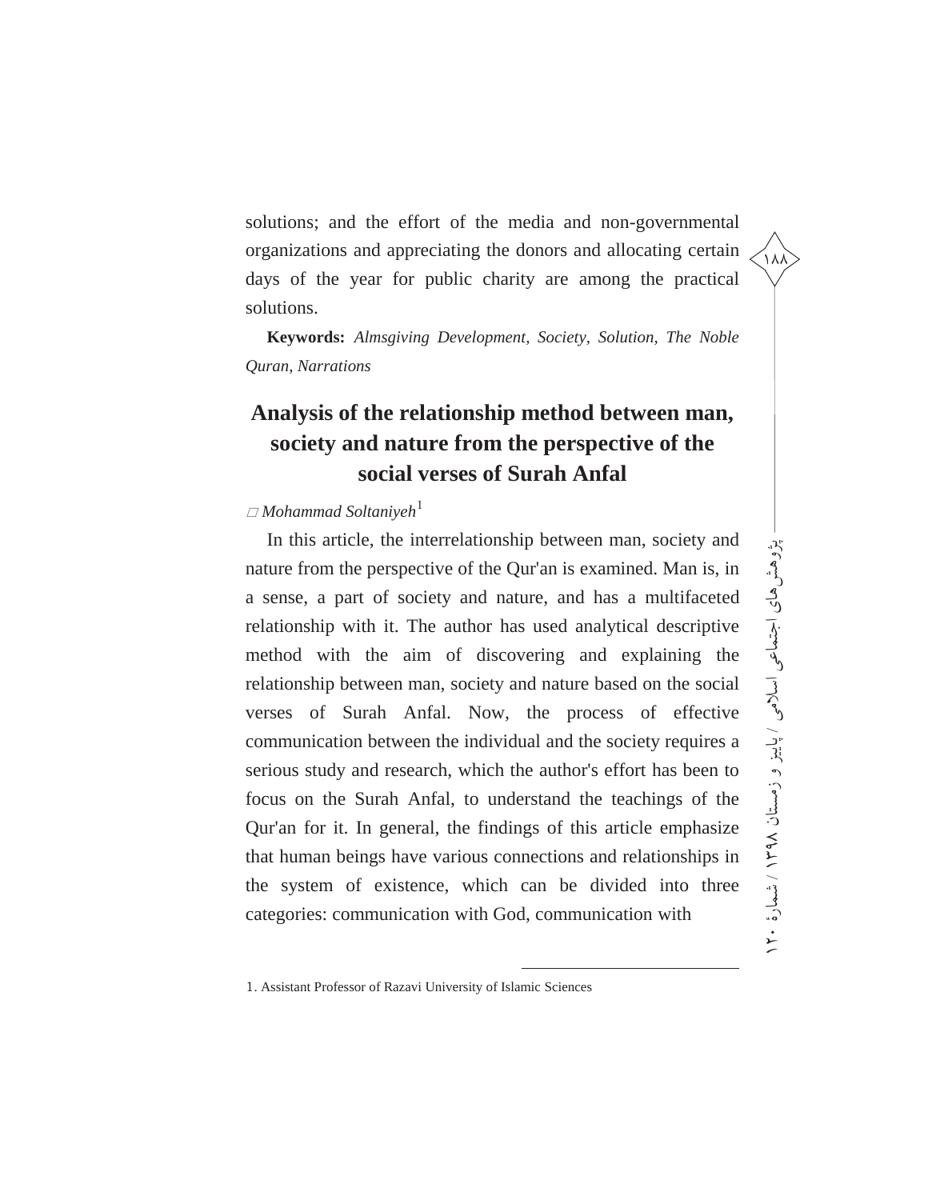solutions; and the effort of the media and non-governmental organizations and appreciating the donors and allocating certain days of the year for public charity are among the practical solutions.

**Keywords:** *Almsgiving Development, Society, Solution, The Noble Quran, Narrations*

## Analysis of the relationship method between man, society and nature from the perspective of the social verses of Surah Anfal

□ *Mohammad Soltaniyeh*[1]

In this article, the interrelationship between man, society and nature from the perspective of the Qur'an is examined. Man is, in a sense, a part of society and nature, and has a multifaceted relationship with it. The author has used analytical descriptive method with the aim of discovering and explaining the relationship between man, society and nature based on the social verses of Surah Anfal. Now, the process of effective communication between the individual and the society requires a serious study and research, which the author's effort has been to focus on the Surah Anfal, to understand the teachings of the Qur'an for it. In general, the findings of this article emphasize that human beings have various connections and relationships in the system of existence, which can be divided into three categories: communication with God, communication with

1. Assistant Professor of Razavi University of Islamic Sciences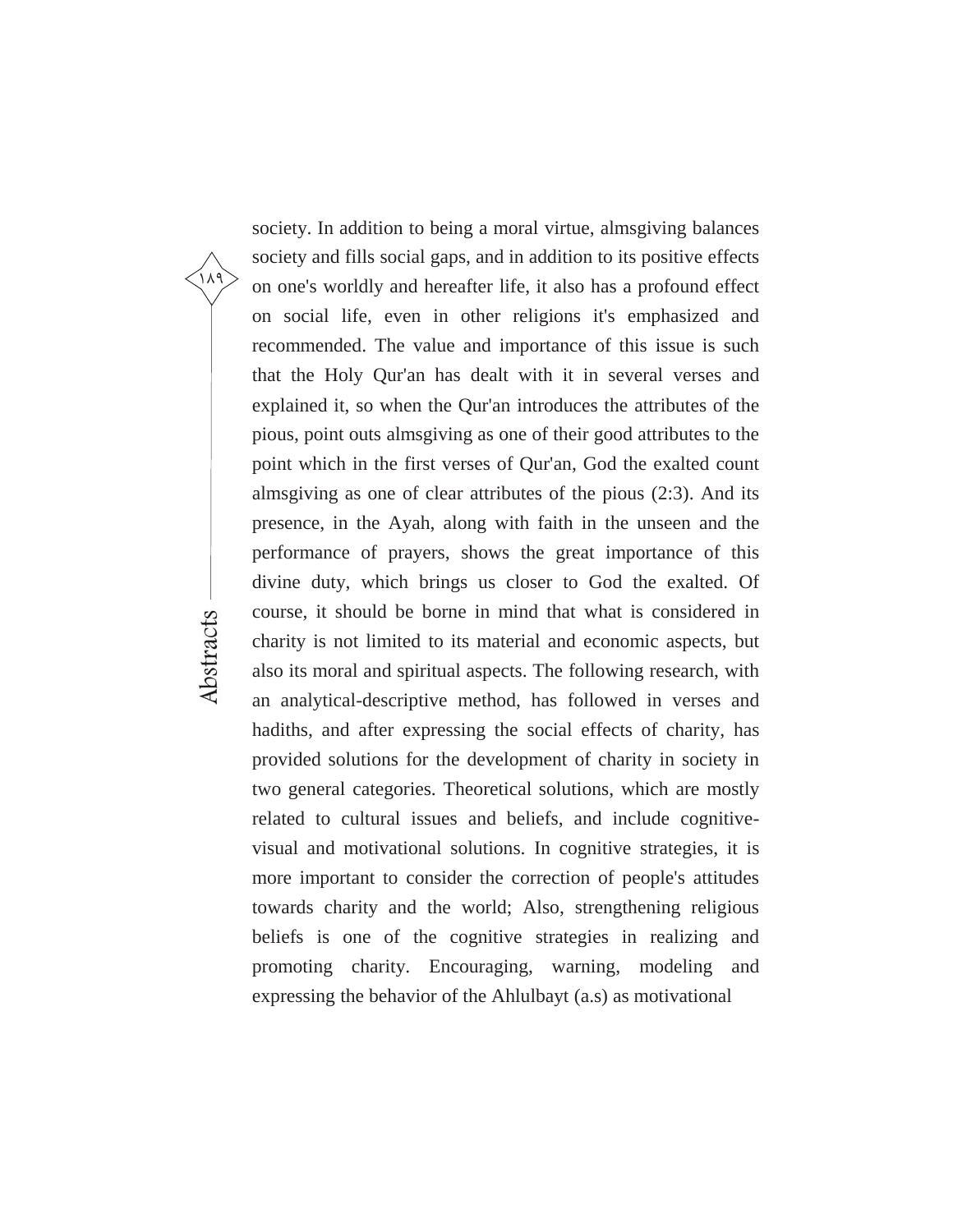society. In addition to being a moral virtue, almsgiving balances society and fills social gaps, and in addition to its positive effects on one's worldly and hereafter life, it also has a profound effect on social life, even in other religions it's emphasized and recommended. The value and importance of this issue is such that the Holy Qur'an has dealt with it in several verses and explained it, so when the Qur'an introduces the attributes of the pious, point outs almsgiving as one of their good attributes to the point which in the first verses of Qur'an, God the exalted count almsgiving as one of clear attributes of the pious (2:3). And its presence, in the Ayah, along with faith in the unseen and the performance of prayers, shows the great importance of this divine duty, which brings us closer to God the exalted. Of course, it should be borne in mind that what is considered in charity is not limited to its material and economic aspects, but also its moral and spiritual aspects. The following research, with an analytical-descriptive method, has followed in verses and hadiths, and after expressing the social effects of charity, has provided solutions for the development of charity in society in two general categories. Theoretical solutions, which are mostly related to cultural issues and beliefs, and include cognitive-visual and motivational solutions. In cognitive strategies, it is more important to consider the correction of people's attitudes towards charity and the world; Also, strengthening religious beliefs is one of the cognitive strategies in realizing and promoting charity. Encouraging, warning, modeling and expressing the behavior of the Ahlulbayt (a.s) as motivational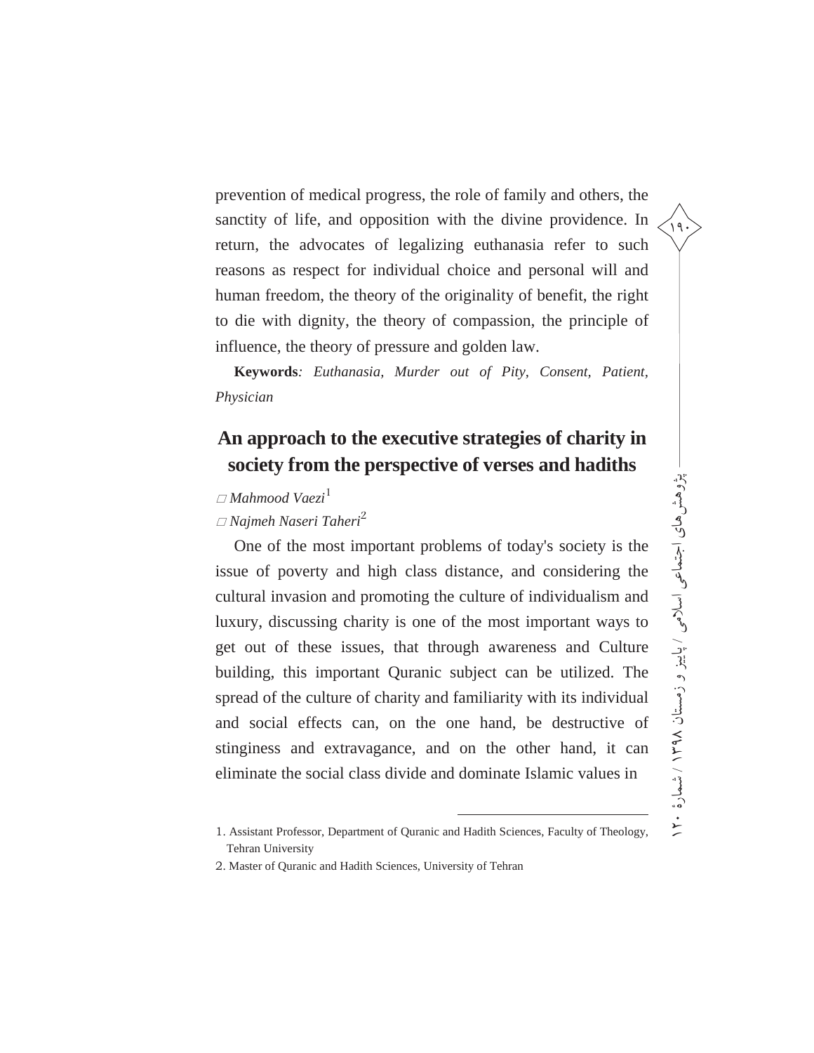prevention of medical progress, the role of family and others, the sanctity of life, and opposition with the divine providence. In return, the advocates of legalizing euthanasia refer to such reasons as respect for individual choice and personal will and human freedom, the theory of the originality of benefit, the right to die with dignity, the theory of compassion, the principle of influence, the theory of pressure and golden law.

**Keywords**: *Euthanasia, Murder out of Pity, Consent, Patient, Physician*

## An approach to the executive strategies of charity in society from the perspective of verses and hadiths

□ *Mahmood Vaezi*[1]

□ *Najmeh Naseri Taheri*[2]

One of the most important problems of today's society is the issue of poverty and high class distance, and considering the cultural invasion and promoting the culture of individualism and luxury, discussing charity is one of the most important ways to get out of these issues, that through awareness and Culture building, this important Quranic subject can be utilized. The spread of the culture of charity and familiarity with its individual and social effects can, on the one hand, be destructive of stinginess and extravagance, and on the other hand, it can eliminate the social class divide and dominate Islamic values in

---

1. Assistant Professor, Department of Quranic and Hadith Sciences, Faculty of Theology, Tehran University
2. Master of Quranic and Hadith Sciences, University of Tehran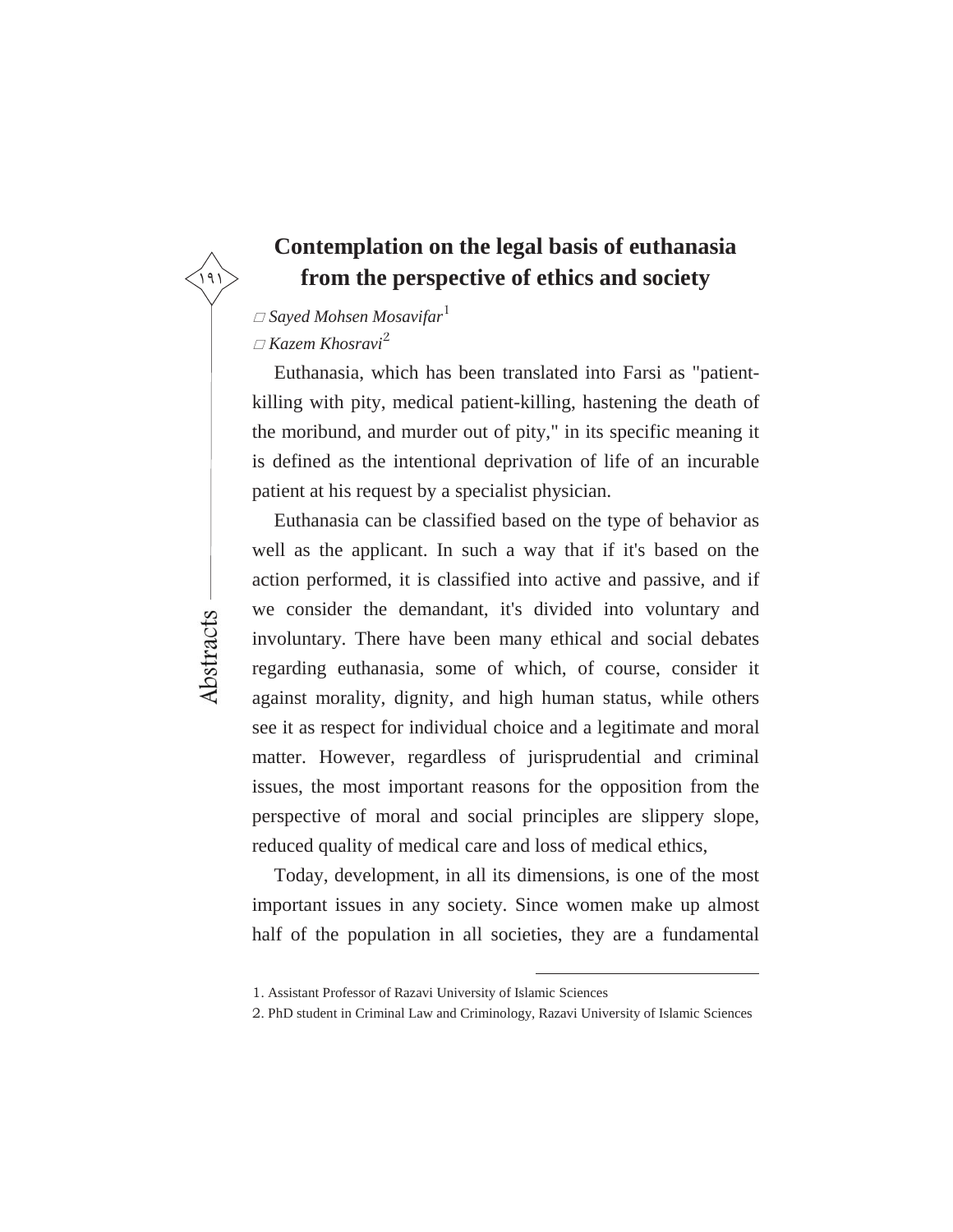# Contemplation on the legal basis of euthanasia from the perspective of ethics and society

□ *Sayed Mohsen Mosavifar*[1]

□ *Kazem Khosravi*[2]

Euthanasia, which has been translated into Farsi as "patient-killing with pity, medical patient-killing, hastening the death of the moribund, and murder out of pity," in its specific meaning it is defined as the intentional deprivation of life of an incurable patient at his request by a specialist physician.

Euthanasia can be classified based on the type of behavior as well as the applicant. In such a way that if it's based on the action performed, it is classified into active and passive, and if we consider the demandant, it's divided into voluntary and involuntary. There have been many ethical and social debates regarding euthanasia, some of which, of course, consider it against morality, dignity, and high human status, while others see it as respect for individual choice and a legitimate and moral matter. However, regardless of jurisprudential and criminal issues, the most important reasons for the opposition from the perspective of moral and social principles are slippery slope, reduced quality of medical care and loss of medical ethics,

Today, development, in all its dimensions, is one of the most important issues in any society. Since women make up almost half of the population in all societies, they are a fundamental

1. Assistant Professor of Razavi University of Islamic Sciences

2. PhD student in Criminal Law and Criminology, Razavi University of Islamic Sciences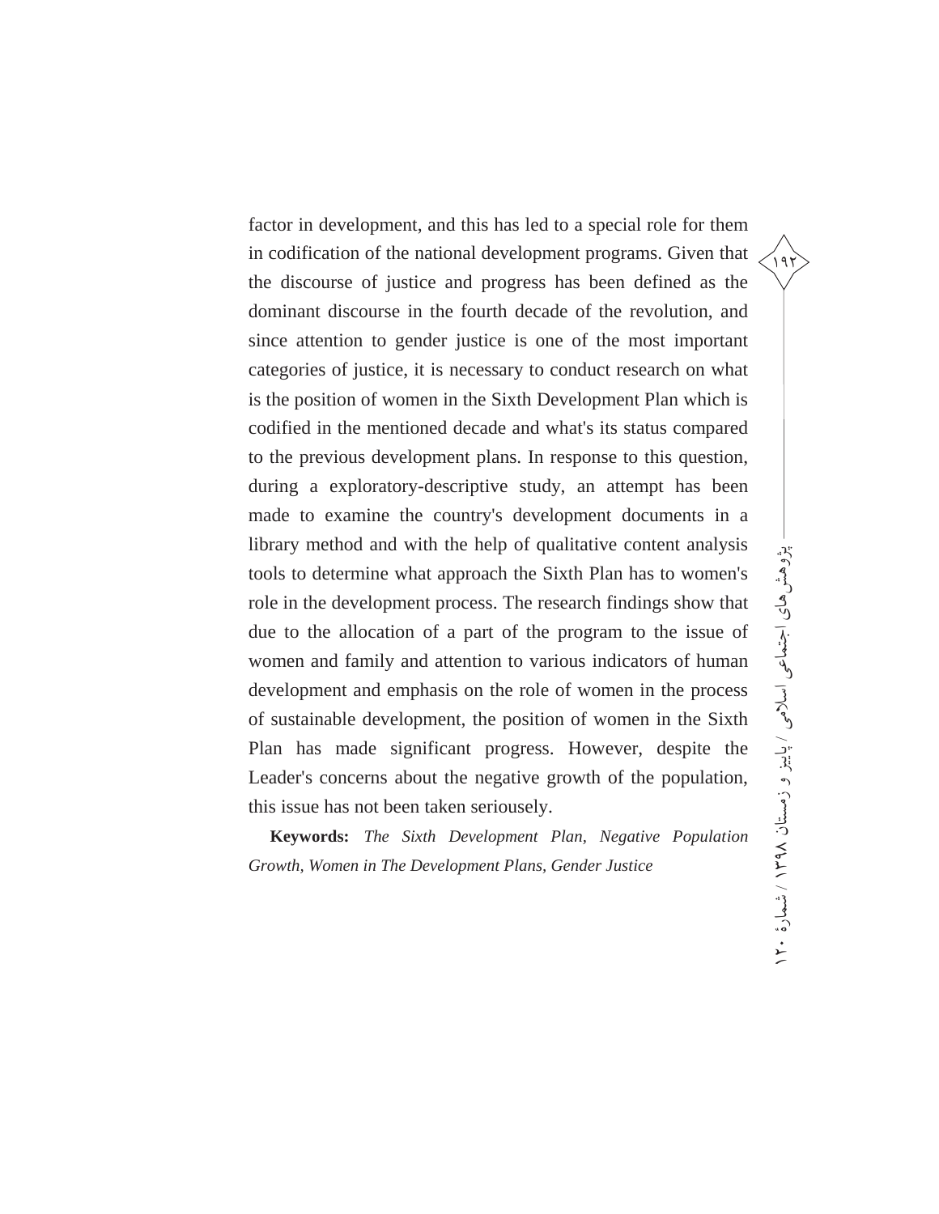factor in development, and this has led to a special role for them in codification of the national development programs. Given that the discourse of justice and progress has been defined as the dominant discourse in the fourth decade of the revolution, and since attention to gender justice is one of the most important categories of justice, it is necessary to conduct research on what is the position of women in the Sixth Development Plan which is codified in the mentioned decade and what's its status compared to the previous development plans. In response to this question, during a exploratory-descriptive study, an attempt has been made to examine the country's development documents in a library method and with the help of qualitative content analysis tools to determine what approach the Sixth Plan has to women's role in the development process. The research findings show that due to the allocation of a part of the program to the issue of women and family and attention to various indicators of human development and emphasis on the role of women in the process of sustainable development, the position of women in the Sixth Plan has made significant progress. However, despite the Leader's concerns about the negative growth of the population, this issue has not been taken seriously.

**Keywords:** *The Sixth Development Plan, Negative Population Growth, Women in The Development Plans, Gender Justice*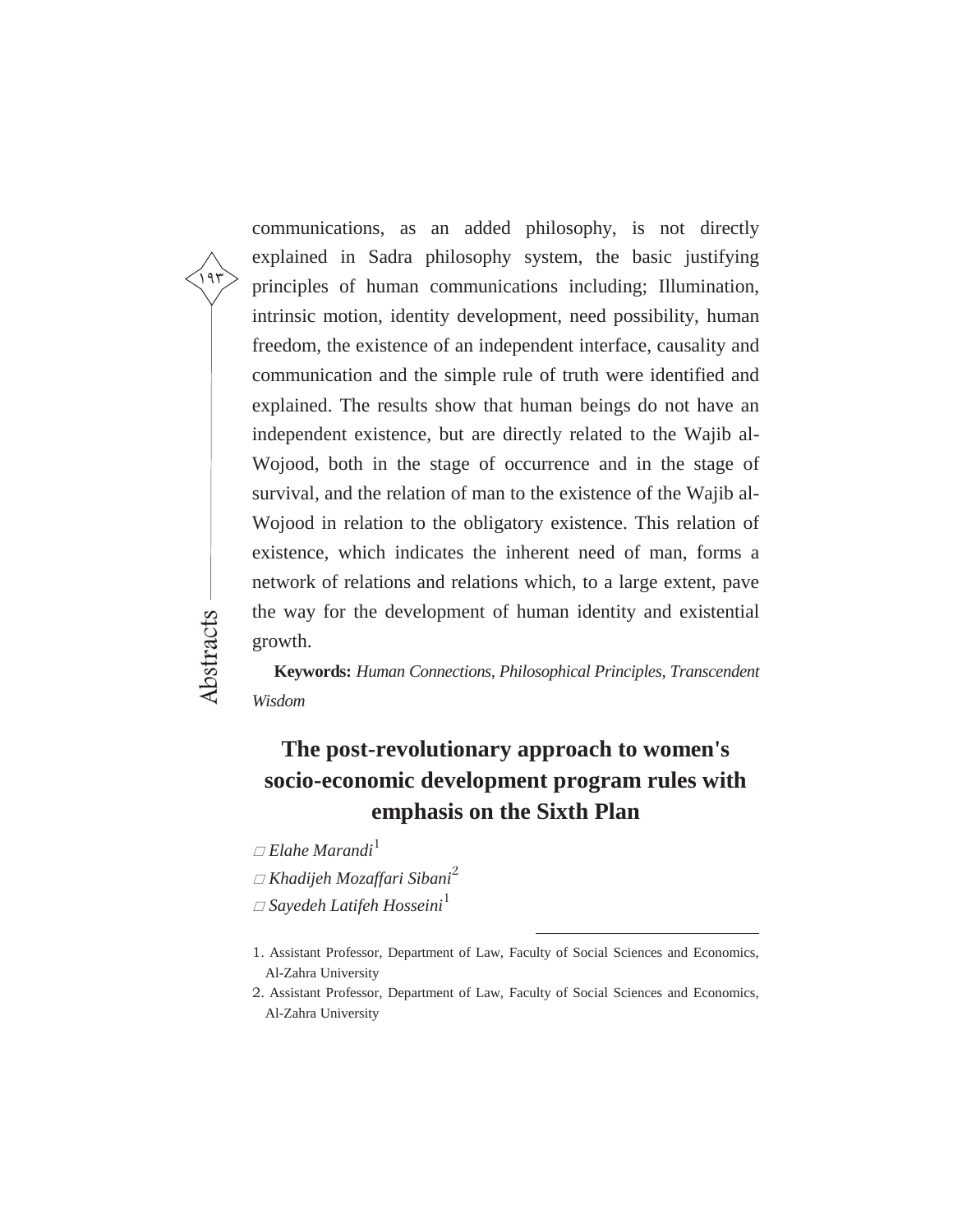communications, as an added philosophy, is not directly explained in Sadra philosophy system, the basic justifying principles of human communications including; Illumination, intrinsic motion, identity development, need possibility, human freedom, the existence of an independent interface, causality and communication and the simple rule of truth were identified and explained. The results show that human beings do not have an independent existence, but are directly related to the Wajib al-Wojood, both in the stage of occurrence and in the stage of survival, and the relation of man to the existence of the Wajib al-Wojood in relation to the obligatory existence. This relation of existence, which indicates the inherent need of man, forms a network of relations and relations which, to a large extent, pave the way for the development of human identity and existential growth.

**Keywords:** *Human Connections, Philosophical Principles, Transcendent Wisdom*

## The post-revolutionary approach to women's socio-economic development program rules with emphasis on the Sixth Plan

□ *Elahe Marandi*[1]

□ *Khadijeh Mozaffari Sibani*[2]

□ *Sayedeh Latifeh Hosseini*[1]

---

1. Assistant Professor, Department of Law, Faculty of Social Sciences and Economics, Al-Zahra University

2. Assistant Professor, Department of Law, Faculty of Social Sciences and Economics, Al-Zahra University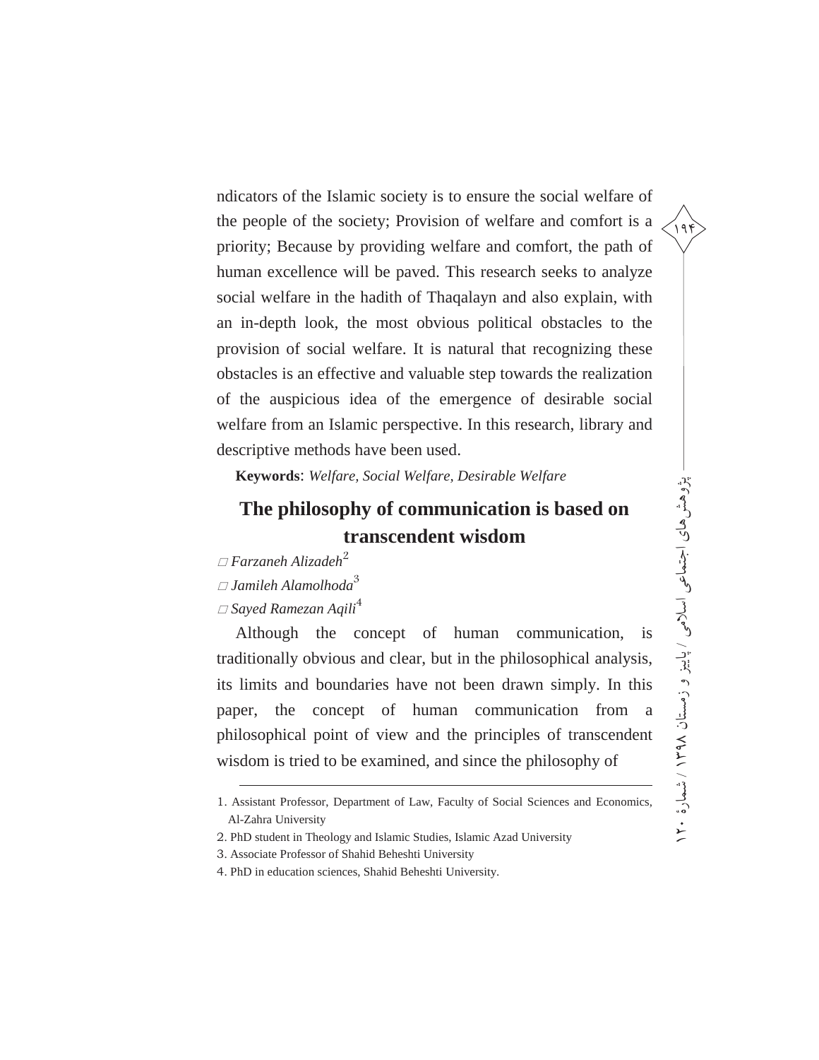ndicators of the Islamic society is to ensure the social welfare of the people of the society; Provision of welfare and comfort is a priority; Because by providing welfare and comfort, the path of human excellence will be paved. This research seeks to analyze social welfare in the hadith of Thaqalayn and also explain, with an in-depth look, the most obvious political obstacles to the provision of social welfare. It is natural that recognizing these obstacles is an effective and valuable step towards the realization of the auspicious idea of the emergence of desirable social welfare from an Islamic perspective. In this research, library and descriptive methods have been used.

**Keywords**: *Welfare, Social Welfare, Desirable Welfare*

## The philosophy of communication is based on transcendent wisdom

□ *Farzaneh Alizadeh*[2]

□ *Jamileh Alamolhoda*[3]

□ *Sayed Ramezan Aqili*[4]

Although the concept of human communication, is traditionally obvious and clear, but in the philosophical analysis, its limits and boundaries have not been drawn simply. In this paper, the concept of human communication from a philosophical point of view and the principles of transcendent wisdom is tried to be examined, and since the philosophy of

---

1. Assistant Professor, Department of Law, Faculty of Social Sciences and Economics, Al-Zahra University
2. PhD student in Theology and Islamic Studies, Islamic Azad University
3. Associate Professor of Shahid Beheshti University
4. PhD in education sciences, Shahid Beheshti University.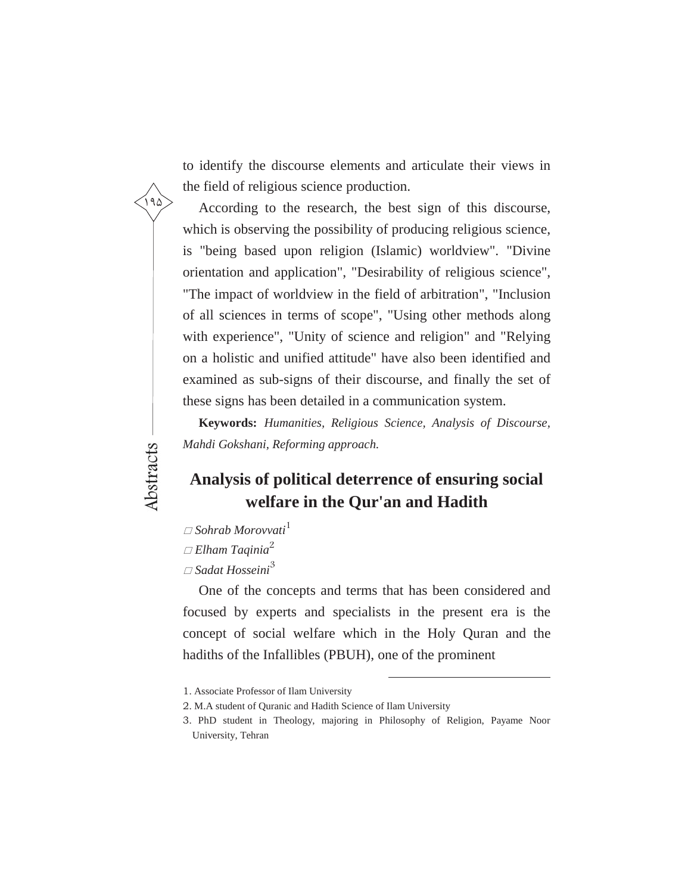to identify the discourse elements and articulate their views in the field of religious science production.

According to the research, the best sign of this discourse, which is observing the possibility of producing religious science, is "being based upon religion (Islamic) worldview". "Divine orientation and application", "Desirability of religious science", "The impact of worldview in the field of arbitration", "Inclusion of all sciences in terms of scope", "Using other methods along with experience", "Unity of science and religion" and "Relying on a holistic and unified attitude" have also been identified and examined as sub-signs of their discourse, and finally the set of these signs has been detailed in a communication system.

**Keywords:** *Humanities, Religious Science, Analysis of Discourse, Mahdi Gokshani, Reforming approach.*

## Analysis of political deterrence of ensuring social welfare in the Qur'an and Hadith

□ *Sohrab Morovvati*[1]

□ *Elham Taqinia*[2]

□ *Sadat Hosseini*[3]

One of the concepts and terms that has been considered and focused by experts and specialists in the present era is the concept of social welfare which in the Holy Quran and the hadiths of the Infallibles (PBUH), one of the prominent

---

1. Associate Professor of Ilam University
2. M.A student of Quranic and Hadith Science of Ilam University
3. PhD student in Theology, majoring in Philosophy of Religion, Payame Noor University, Tehran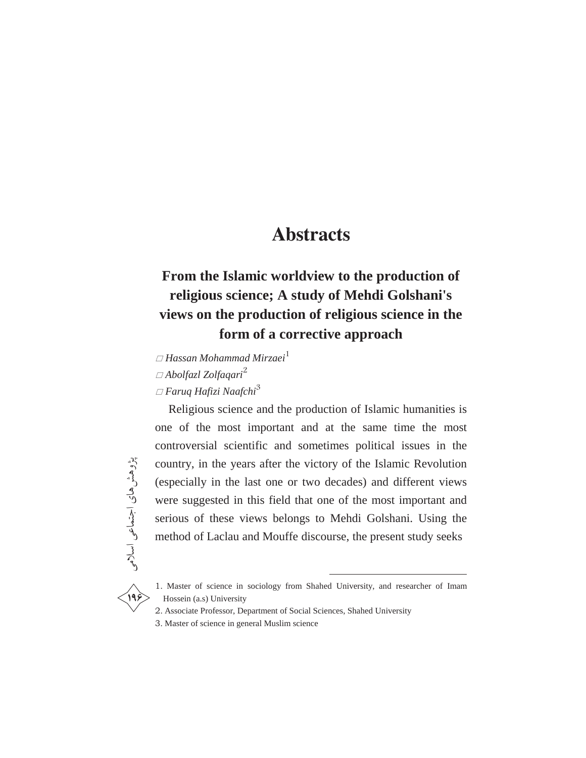# Abstracts

## From the Islamic worldview to the production of religious science; A study of Mehdi Golshani's views on the production of religious science in the form of a corrective approach

□ *Hassan Mohammad Mirzaei*[1]

□ *Abolfazl Zolfaqari*[2]

□ *Faruq Hafizi Naafchi*[3]

Religious science and the production of Islamic humanities is one of the most important and at the same time the most controversial scientific and sometimes political issues in the country, in the years after the victory of the Islamic Revolution (especially in the last one or two decades) and different views were suggested in this field that one of the most important and serious of these views belongs to Mehdi Golshani. Using the method of Laclau and Mouffe discourse, the present study seeks

---

1. Master of science in sociology from Shahed University, and researcher of Imam Hossein (a.s) University
2. Associate Professor, Department of Social Sciences, Shahed University
3. Master of science in general Muslim science